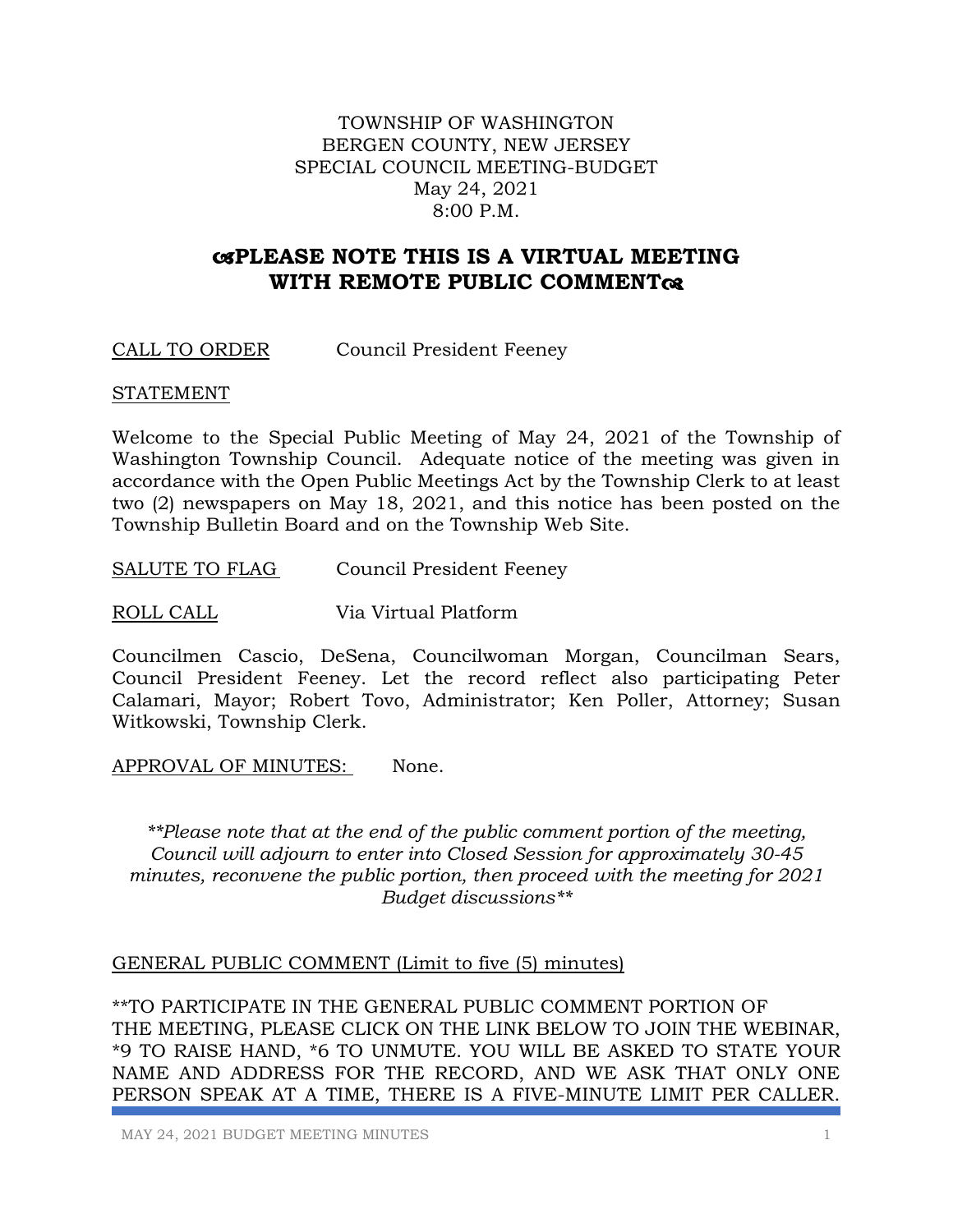TOWNSHIP OF WASHINGTON
BERGEN COUNTY, NEW JERSEY
SPECIAL COUNCIL MEETING-BUDGET
May 24, 2021
8:00 P.M.

## PLEASE NOTE THIS IS A VIRTUAL MEETING WITH REMOTE PUBLIC COMMENT

CALL TO ORDER Council President Feeney

STATEMENT

Welcome to the Special Public Meeting of May 24, 2021 of the Township of Washington Township Council. Adequate notice of the meeting was given in accordance with the Open Public Meetings Act by the Township Clerk to at least two (2) newspapers on May 18, 2021, and this notice has been posted on the Township Bulletin Board and on the Township Web Site.

SALUTE TO FLAG Council President Feeney

ROLL CALL Via Virtual Platform

Councilmen Cascio, DeSena, Councilwoman Morgan, Councilman Sears, Council President Feeney. Let the record reflect also participating Peter Calamari, Mayor; Robert Tovo, Administrator; Ken Poller, Attorney; Susan Witkowski, Township Clerk.

APPROVAL OF MINUTES: None.

*\*\*Please note that at the end of the public comment portion of the meeting, Council will adjourn to enter into Closed Session for approximately 30-45 minutes, reconvene the public portion, then proceed with the meeting for 2021 Budget discussions\*\**

GENERAL PUBLIC COMMENT (Limit to five (5) minutes)

**TO PARTICIPATE IN THE GENERAL PUBLIC COMMENT PORTION OF THE MEETING, PLEASE CLICK ON THE LINK BELOW TO JOIN THE WEBINAR, *9 TO RAISE HAND, *6 TO UNMUTE. YOU WILL BE ASKED TO STATE YOUR NAME AND ADDRESS FOR THE RECORD, AND WE ASK THAT ONLY ONE PERSON SPEAK AT A TIME, THERE IS A FIVE-MINUTE LIMIT PER CALLER.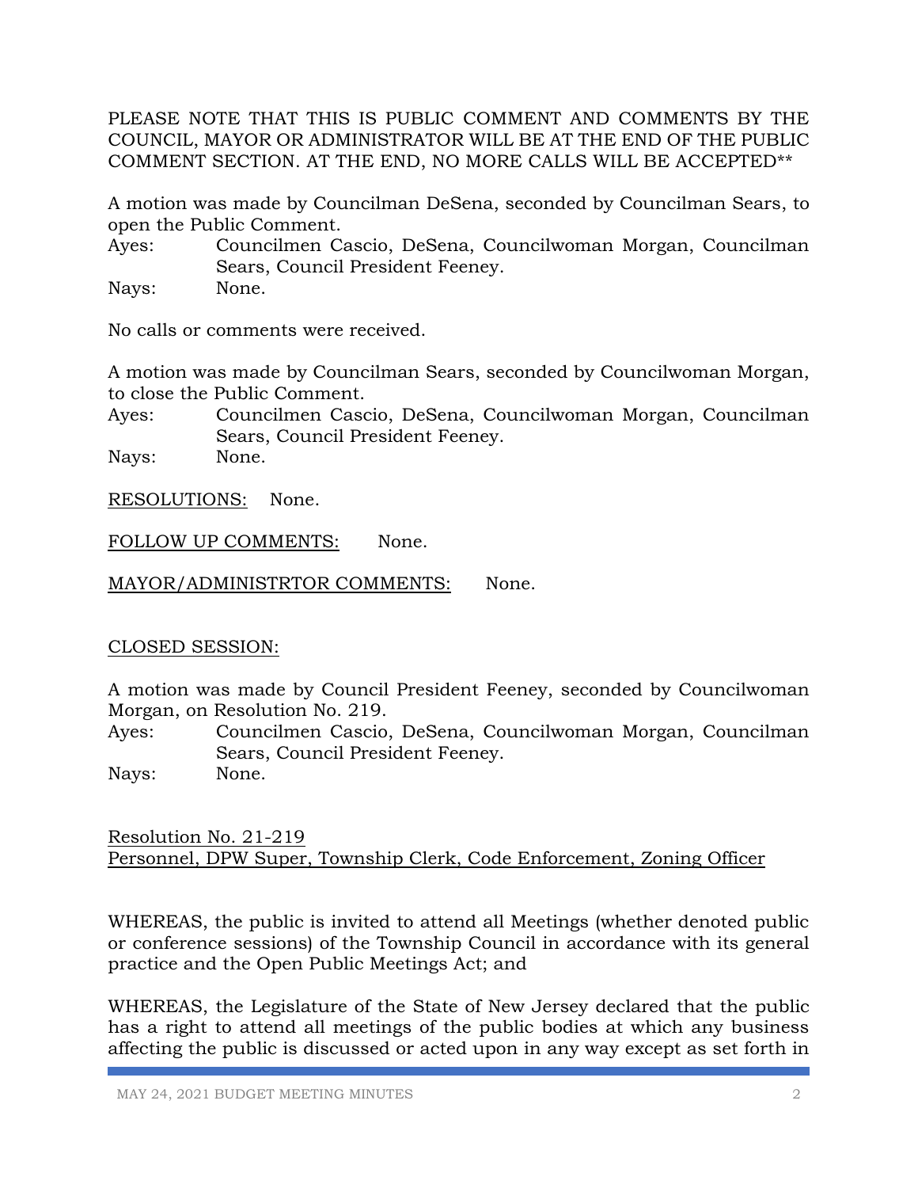PLEASE NOTE THAT THIS IS PUBLIC COMMENT AND COMMENTS BY THE COUNCIL, MAYOR OR ADMINISTRATOR WILL BE AT THE END OF THE PUBLIC COMMENT SECTION. AT THE END, NO MORE CALLS WILL BE ACCEPTED**

A motion was made by Councilman DeSena, seconded by Councilman Sears, to open the Public Comment.

Ayes: Councilmen Cascio, DeSena, Councilwoman Morgan, Councilman Sears, Council President Feeney.

Nays: None.

No calls or comments were received.

A motion was made by Councilman Sears, seconded by Councilwoman Morgan, to close the Public Comment.

Ayes: Councilmen Cascio, DeSena, Councilwoman Morgan, Councilman Sears, Council President Feeney.

Nays: None.

<u>RESOLUTIONS:</u> None.

<u>FOLLOW UP COMMENTS:</u> None.

<u>MAYOR/ADMINISTRTOR COMMENTS:</u> None.

<u>CLOSED SESSION:</u>

A motion was made by Council President Feeney, seconded by Councilwoman Morgan, on Resolution No. 219.

Ayes: Councilmen Cascio, DeSena, Councilwoman Morgan, Councilman Sears, Council President Feeney.

Nays: None.

<u>Resolution No. 21-219</u>
<u>Personnel, DPW Super, Township Clerk, Code Enforcement, Zoning Officer</u>

WHEREAS, the public is invited to attend all Meetings (whether denoted public or conference sessions) of the Township Council in accordance with its general practice and the Open Public Meetings Act; and

WHEREAS, the Legislature of the State of New Jersey declared that the public has a right to attend all meetings of the public bodies at which any business affecting the public is discussed or acted upon in any way except as set forth in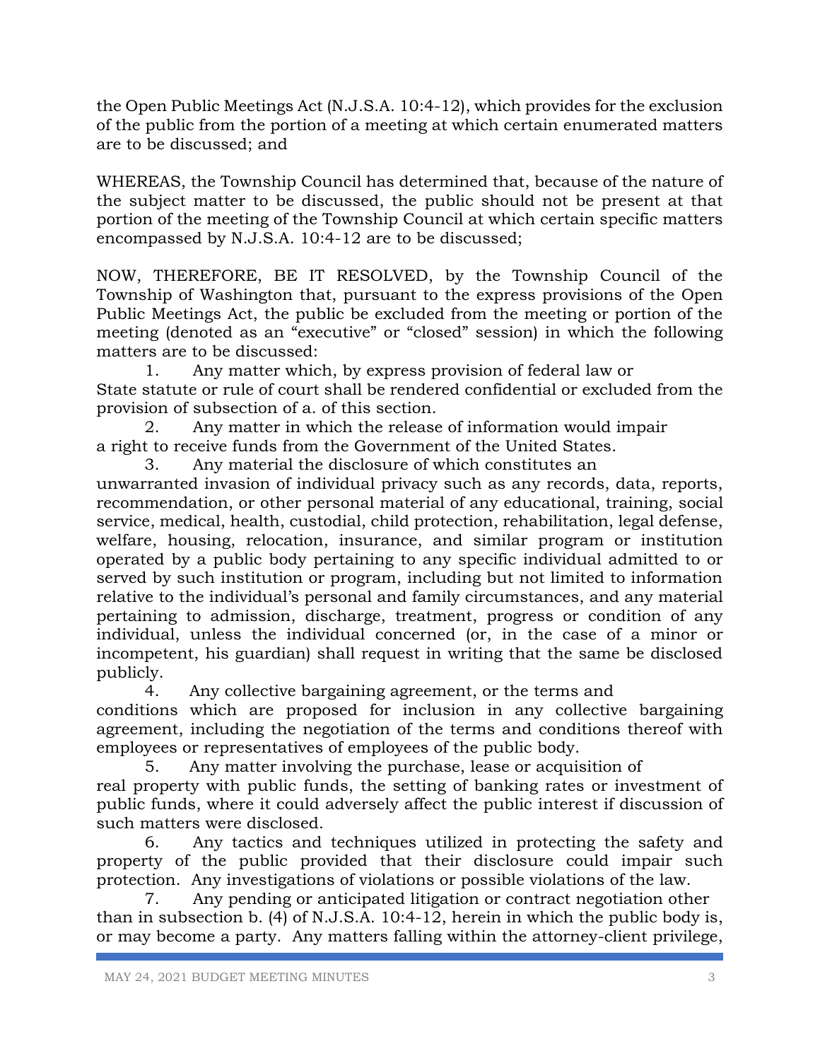the Open Public Meetings Act (N.J.S.A. 10:4-12), which provides for the exclusion of the public from the portion of a meeting at which certain enumerated matters are to be discussed; and

WHEREAS, the Township Council has determined that, because of the nature of the subject matter to be discussed, the public should not be present at that portion of the meeting of the Township Council at which certain specific matters encompassed by N.J.S.A. 10:4-12 are to be discussed;

NOW, THEREFORE, BE IT RESOLVED, by the Township Council of the Township of Washington that, pursuant to the express provisions of the Open Public Meetings Act, the public be excluded from the meeting or portion of the meeting (denoted as an "executive" or "closed" session) in which the following matters are to be discussed:

1. Any matter which, by express provision of federal law or State statute or rule of court shall be rendered confidential or excluded from the provision of subsection of a. of this section.
2. Any matter in which the release of information would impair a right to receive funds from the Government of the United States.
3. Any material the disclosure of which constitutes an unwarranted invasion of individual privacy such as any records, data, reports, recommendation, or other personal material of any educational, training, social service, medical, health, custodial, child protection, rehabilitation, legal defense, welfare, housing, relocation, insurance, and similar program or institution operated by a public body pertaining to any specific individual admitted to or served by such institution or program, including but not limited to information relative to the individual's personal and family circumstances, and any material pertaining to admission, discharge, treatment, progress or condition of any individual, unless the individual concerned (or, in the case of a minor or incompetent, his guardian) shall request in writing that the same be disclosed publicly.
4. Any collective bargaining agreement, or the terms and conditions which are proposed for inclusion in any collective bargaining agreement, including the negotiation of the terms and conditions thereof with employees or representatives of employees of the public body.
5. Any matter involving the purchase, lease or acquisition of real property with public funds, the setting of banking rates or investment of public funds, where it could adversely affect the public interest if discussion of such matters were disclosed.
6. Any tactics and techniques utilized in protecting the safety and property of the public provided that their disclosure could impair such protection. Any investigations of violations or possible violations of the law.
7. Any pending or anticipated litigation or contract negotiation other than in subsection b. (4) of N.J.S.A. 10:4-12, herein in which the public body is, or may become a party. Any matters falling within the attorney-client privilege,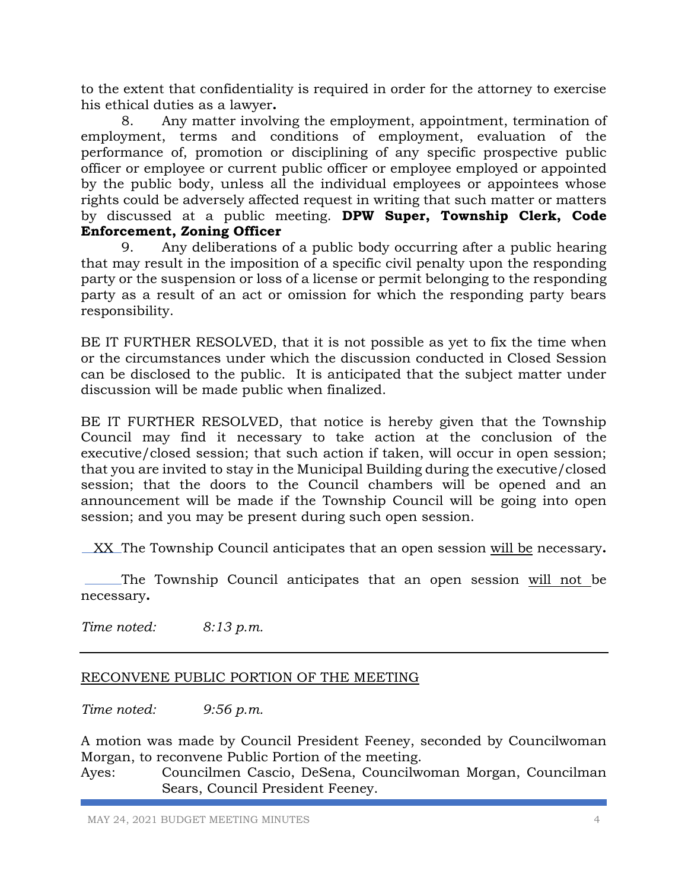to the extent that confidentiality is required in order for the attorney to exercise his ethical duties as a lawyer**.**

8. Any matter involving the employment, appointment, termination of employment, terms and conditions of employment, evaluation of the performance of, promotion or disciplining of any specific prospective public officer or employee or current public officer or employee employed or appointed by the public body, unless all the individual employees or appointees whose rights could be adversely affected request in writing that such matter or matters by discussed at a public meeting. **DPW Super, Township Clerk, Code Enforcement, Zoning Officer**

9. Any deliberations of a public body occurring after a public hearing that may result in the imposition of a specific civil penalty upon the responding party or the suspension or loss of a license or permit belonging to the responding party as a result of an act or omission for which the responding party bears responsibility.

BE IT FURTHER RESOLVED, that it is not possible as yet to fix the time when or the circumstances under which the discussion conducted in Closed Session can be disclosed to the public. It is anticipated that the subject matter under discussion will be made public when finalized.

BE IT FURTHER RESOLVED, that notice is hereby given that the Township Council may find it necessary to take action at the conclusion of the executive/closed session; that such action if taken, will occur in open session; that you are invited to stay in the Municipal Building during the executive/closed session; that the doors to the Council chambers will be opened and an announcement will be made if the Township Council will be going into open session; and you may be present during such open session.

\_\_XX\_\_The Township Council anticipates that an open session <u>will be</u> necessary**.**

\_\_\_\_\_\_The Township Council anticipates that an open session <u>will not</u> be necessary**.**

*Time noted: 8:13 p.m.*

---

<u>RECONVENE PUBLIC PORTION OF THE MEETING</u>

*Time noted: 9:56 p.m.*

A motion was made by Council President Feeney, seconded by Councilwoman Morgan, to reconvene Public Portion of the meeting.

Ayes: Councilmen Cascio, DeSena, Councilwoman Morgan, Councilman Sears, Council President Feeney.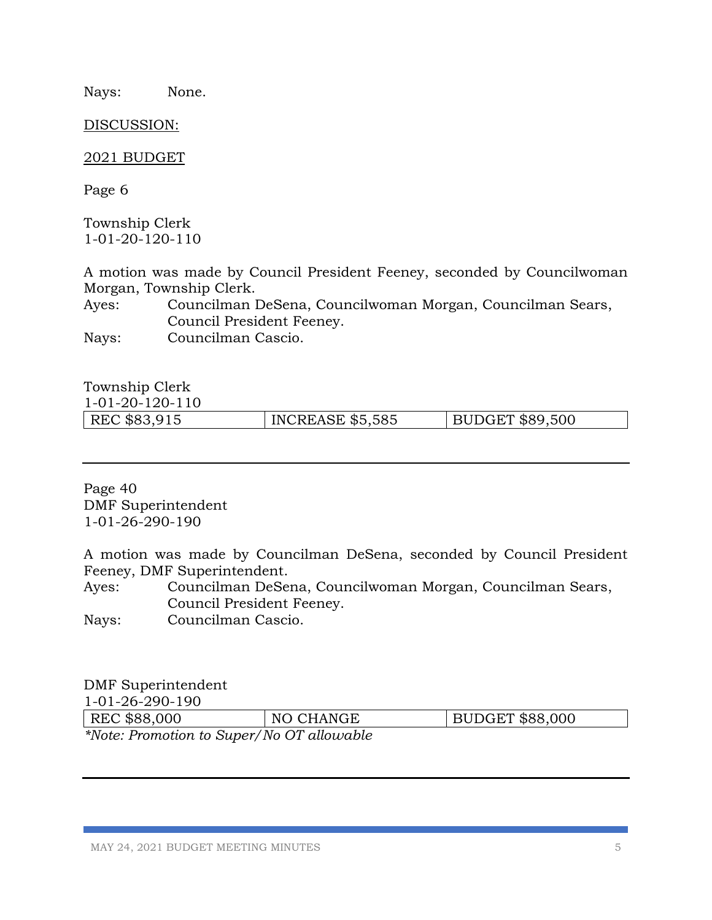Nays: None.

DISCUSSION:

2021 BUDGET

Page 6

Township Clerk
1-01-20-120-110

A motion was made by Council President Feeney, seconded by Councilwoman Morgan, Township Clerk.

Ayes: Councilman DeSena, Councilwoman Morgan, Councilman Sears, Council President Feeney.

Nays: Councilman Cascio.

Township Clerk
1-01-20-120-110

| REC $83,915 | INCREASE $5,585 | BUDGET $89,500 |
|---|---|---|

---

Page 40
DMF Superintendent
1-01-26-290-190

A motion was made by Councilman DeSena, seconded by Council President Feeney, DMF Superintendent.

Ayes: Councilman DeSena, Councilwoman Morgan, Councilman Sears, Council President Feeney.

Nays: Councilman Cascio.

DMF Superintendent
1-01-26-290-190

| REC $88,000 | NO CHANGE | BUDGET $88,000 |
|---|---|---|

*\*Note: Promotion to Super/No OT allowable*

---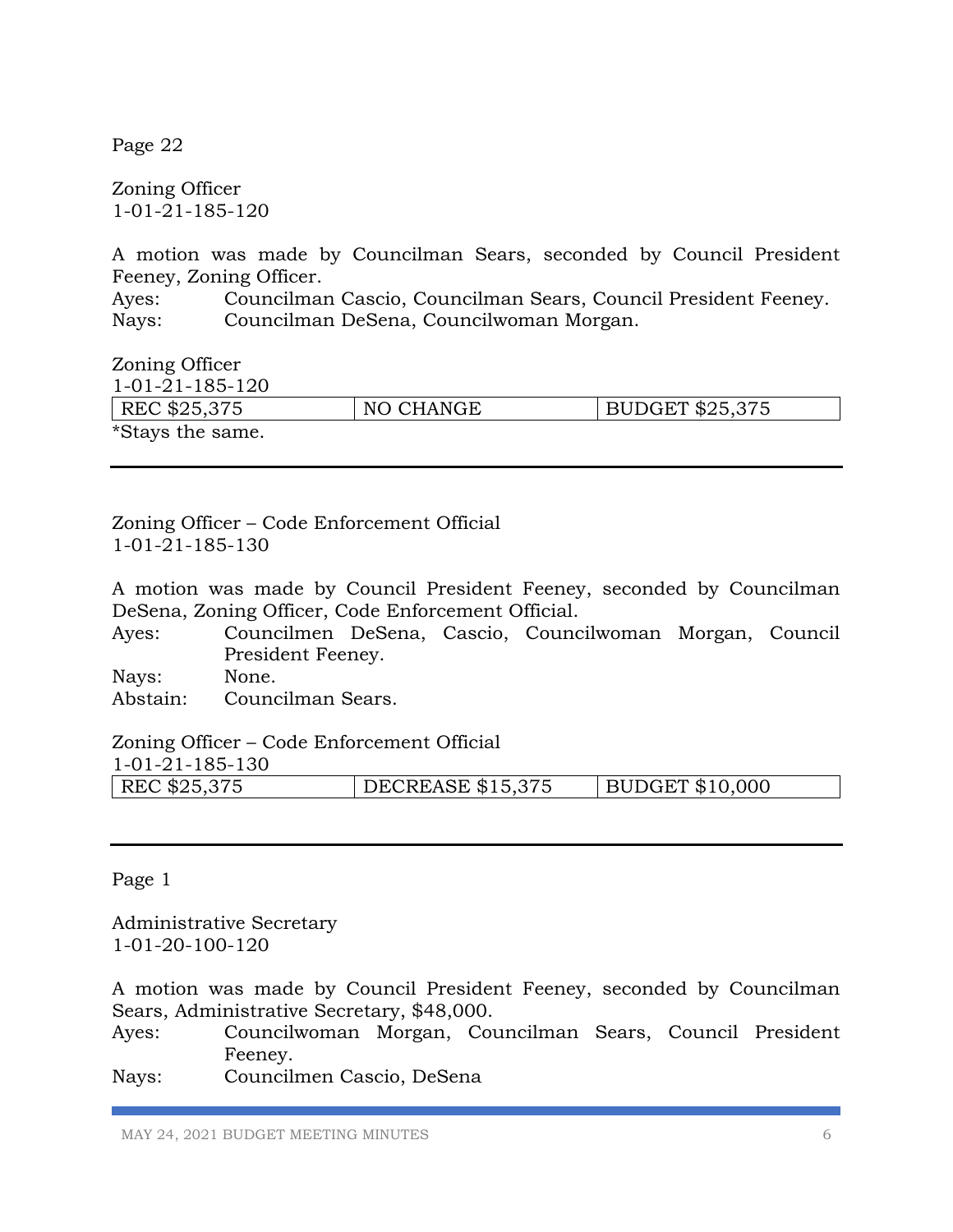Page 22

Zoning Officer
1-01-21-185-120

A motion was made by Councilman Sears, seconded by Council President Feeney, Zoning Officer.

Ayes: Councilman Cascio, Councilman Sears, Council President Feeney.
Nays: Councilman DeSena, Councilwoman Morgan.

Zoning Officer
1-01-21-185-120

| REC $25,375 | NO CHANGE | BUDGET $25,375 |
|---|---|---|

*Stays the same.

---

Zoning Officer – Code Enforcement Official
1-01-21-185-130

A motion was made by Council President Feeney, seconded by Councilman DeSena, Zoning Officer, Code Enforcement Official.

Ayes: Councilmen DeSena, Cascio, Councilwoman Morgan, Council President Feeney.
Nays: None.
Abstain: Councilman Sears.

Zoning Officer – Code Enforcement Official
1-01-21-185-130

| REC $25,375 | DECREASE $15,375 | BUDGET $10,000 |
|---|---|---|

---

Page 1

Administrative Secretary
1-01-20-100-120

A motion was made by Council President Feeney, seconded by Councilman Sears, Administrative Secretary, $48,000.

Ayes: Councilwoman Morgan, Councilman Sears, Council President Feeney.
Nays: Councilmen Cascio, DeSena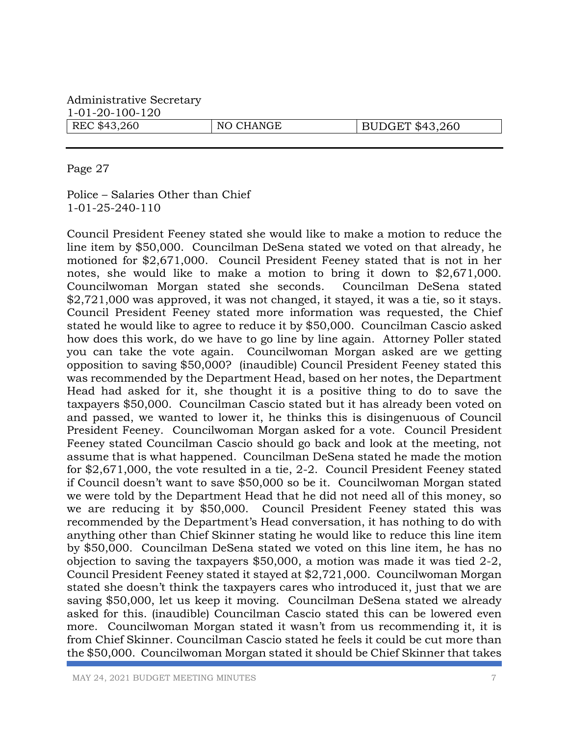Administrative Secretary
1-01-20-100-120

| REC $43,260 | NO CHANGE | BUDGET $43,260 |
|---|---|---|

---

Page 27

Police – Salaries Other than Chief
1-01-25-240-110

Council President Feeney stated she would like to make a motion to reduce the line item by $50,000. Councilman DeSena stated we voted on that already, he motioned for $2,671,000. Council President Feeney stated that is not in her notes, she would like to make a motion to bring it down to $2,671,000. Councilwoman Morgan stated she seconds. Councilman DeSena stated $2,721,000 was approved, it was not changed, it stayed, it was a tie, so it stays. Council President Feeney stated more information was requested, the Chief stated he would like to agree to reduce it by $50,000. Councilman Cascio asked how does this work, do we have to go line by line again. Attorney Poller stated you can take the vote again. Councilwoman Morgan asked are we getting opposition to saving $50,000? (inaudible) Council President Feeney stated this was recommended by the Department Head, based on her notes, the Department Head had asked for it, she thought it is a positive thing to do to save the taxpayers $50,000. Councilman Cascio stated but it has already been voted on and passed, we wanted to lower it, he thinks this is disingenuous of Council President Feeney. Councilwoman Morgan asked for a vote. Council President Feeney stated Councilman Cascio should go back and look at the meeting, not assume that is what happened. Councilman DeSena stated he made the motion for $2,671,000, the vote resulted in a tie, 2-2. Council President Feeney stated if Council doesn't want to save $50,000 so be it. Councilwoman Morgan stated we were told by the Department Head that he did not need all of this money, so we are reducing it by $50,000. Council President Feeney stated this was recommended by the Department's Head conversation, it has nothing to do with anything other than Chief Skinner stating he would like to reduce this line item by $50,000. Councilman DeSena stated we voted on this line item, he has no objection to saving the taxpayers $50,000, a motion was made it was tied 2-2, Council President Feeney stated it stayed at $2,721,000. Councilwoman Morgan stated she doesn't think the taxpayers cares who introduced it, just that we are saving $50,000, let us keep it moving. Councilman DeSena stated we already asked for this. (inaudible) Councilman Cascio stated this can be lowered even more. Councilwoman Morgan stated it wasn't from us recommending it, it is from Chief Skinner. Councilman Cascio stated he feels it could be cut more than the $50,000. Councilwoman Morgan stated it should be Chief Skinner that takes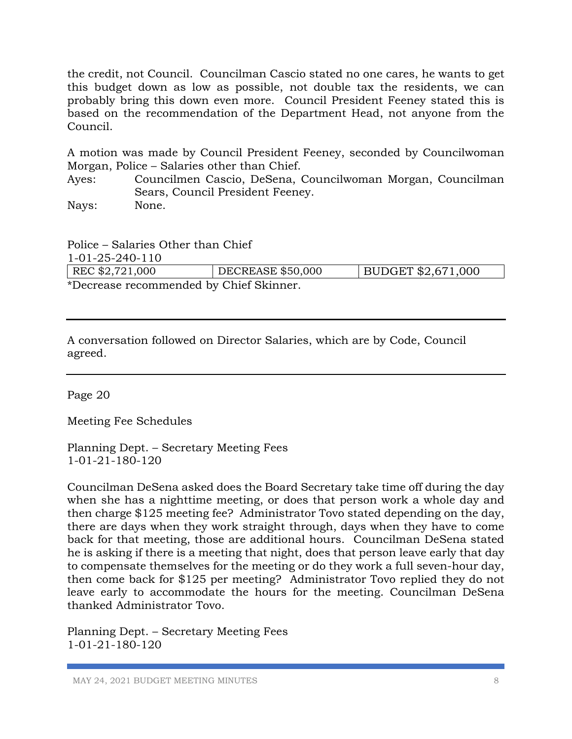the credit, not Council. Councilman Cascio stated no one cares, he wants to get this budget down as low as possible, not double tax the residents, we can probably bring this down even more. Council President Feeney stated this is based on the recommendation of the Department Head, not anyone from the Council.

A motion was made by Council President Feeney, seconded by Councilwoman Morgan, Police – Salaries other than Chief.

Ayes: Councilmen Cascio, DeSena, Councilwoman Morgan, Councilman Sears, Council President Feeney.

Nays: None.

Police – Salaries Other than Chief

1-01-25-240-110

| REC $2,721,000 | DECREASE $50,000 | BUDGET $2,671,000 |
|---|---|---|

*Decrease recommended by Chief Skinner.

---

A conversation followed on Director Salaries, which are by Code, Council agreed.

---

Page 20

Meeting Fee Schedules

Planning Dept. – Secretary Meeting Fees
1-01-21-180-120

Councilman DeSena asked does the Board Secretary take time off during the day when she has a nighttime meeting, or does that person work a whole day and then charge $125 meeting fee? Administrator Tovo stated depending on the day, there are days when they work straight through, days when they have to come back for that meeting, those are additional hours. Councilman DeSena stated he is asking if there is a meeting that night, does that person leave early that day to compensate themselves for the meeting or do they work a full seven-hour day, then come back for $125 per meeting? Administrator Tovo replied they do not leave early to accommodate the hours for the meeting. Councilman DeSena thanked Administrator Tovo.

Planning Dept. – Secretary Meeting Fees
1-01-21-180-120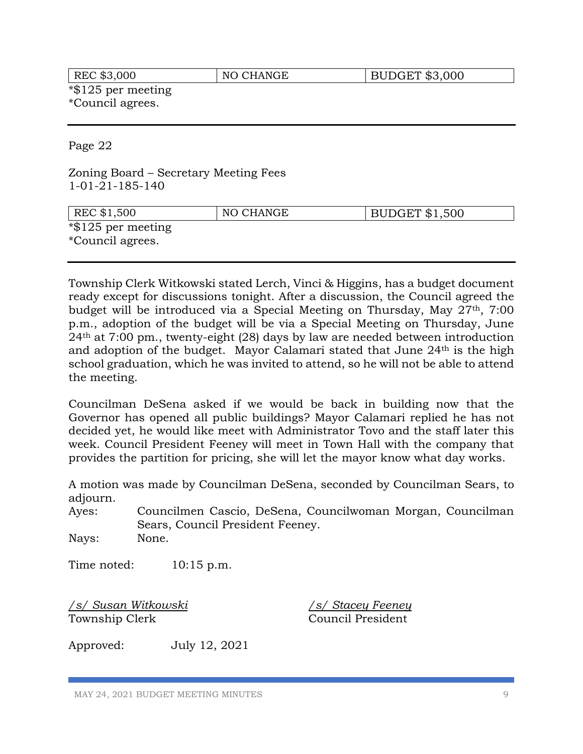| | | |
|---|---|---|
| REC $3,000 | NO CHANGE | BUDGET $3,000 |

*$125 per meeting
*Council agrees.

---

Page 22

Zoning Board – Secretary Meeting Fees
1-01-21-185-140

| | | |
|---|---|---|
| REC $1,500 | NO CHANGE | BUDGET $1,500 |

*$125 per meeting
*Council agrees.

---

Township Clerk Witkowski stated Lerch, Vinci & Higgins, has a budget document ready except for discussions tonight. After a discussion, the Council agreed the budget will be introduced via a Special Meeting on Thursday, May 27th, 7:00 p.m., adoption of the budget will be via a Special Meeting on Thursday, June 24th at 7:00 pm., twenty-eight (28) days by law are needed between introduction and adoption of the budget. Mayor Calamari stated that June 24th is the high school graduation, which he was invited to attend, so he will not be able to attend the meeting.

Councilman DeSena asked if we would be back in building now that the Governor has opened all public buildings? Mayor Calamari replied he has not decided yet, he would like meet with Administrator Tovo and the staff later this week. Council President Feeney will meet in Town Hall with the company that provides the partition for pricing, she will let the mayor know what day works.

A motion was made by Councilman DeSena, seconded by Councilman Sears, to adjourn.

Ayes: Councilmen Cascio, DeSena, Councilwoman Morgan, Councilman Sears, Council President Feeney.
Nays: None.

Time noted: 10:15 p.m.

*/s/ Susan Witkowski*
Township Clerk

*/s/ Stacey Feeney*
Council President

Approved: July 12, 2021